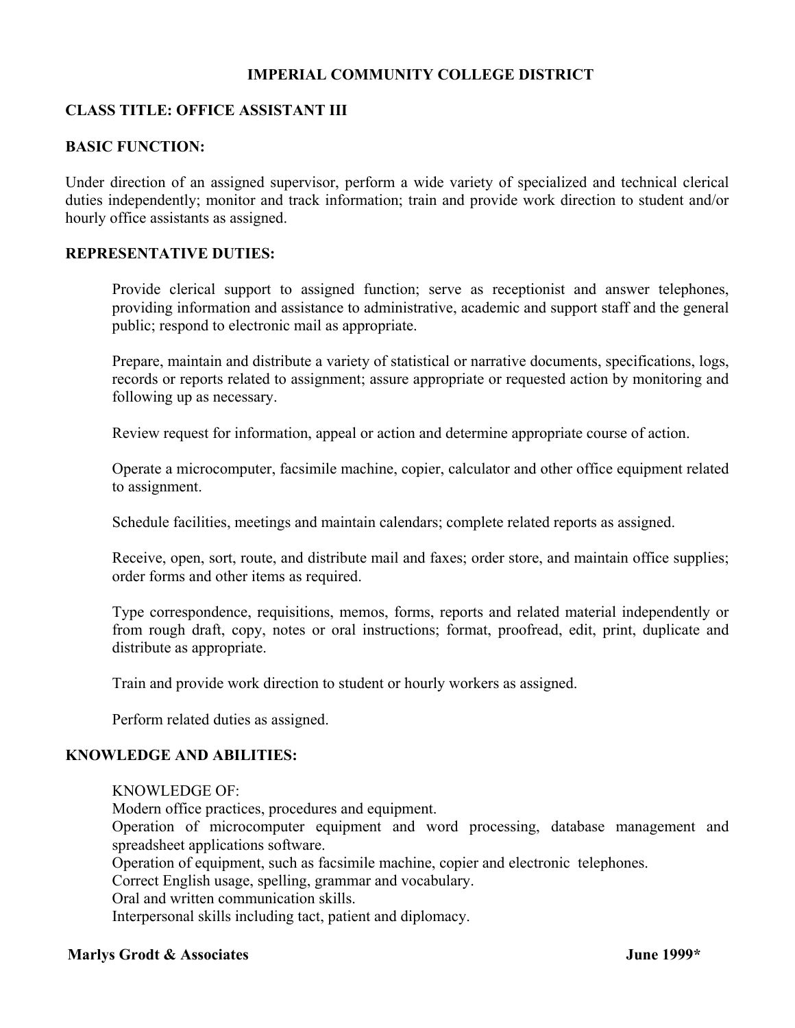# IMPERIAL COMMUNITY COLLEGE DISTRICT

## CLASS TITLE: OFFICE ASSISTANT III

## BASIC FUNCTION:

Under direction of an assigned supervisor, perform a wide variety of specialized and technical clerical duties independently; monitor and track information; train and provide work direction to student and/or hourly office assistants as assigned.

## REPRESENTATIVE DUTIES:

Provide clerical support to assigned function; serve as receptionist and answer telephones, providing information and assistance to administrative, academic and support staff and the general public; respond to electronic mail as appropriate.

Prepare, maintain and distribute a variety of statistical or narrative documents, specifications, logs, records or reports related to assignment; assure appropriate or requested action by monitoring and following up as necessary.

Review request for information, appeal or action and determine appropriate course of action.

Operate a microcomputer, facsimile machine, copier, calculator and other office equipment related to assignment.

Schedule facilities, meetings and maintain calendars; complete related reports as assigned.

Receive, open, sort, route, and distribute mail and faxes; order store, and maintain office supplies; order forms and other items as required.

Type correspondence, requisitions, memos, forms, reports and related material independently or from rough draft, copy, notes or oral instructions; format, proofread, edit, print, duplicate and distribute as appropriate.

Train and provide work direction to student or hourly workers as assigned.

Perform related duties as assigned.

## KNOWLEDGE AND ABILITIES:

KNOWLEDGE OF:
Modern office practices, procedures and equipment.
Operation of microcomputer equipment and word processing, database management and spreadsheet applications software.
Operation of equipment, such as facsimile machine, copier and electronic telephones.
Correct English usage, spelling, grammar and vocabulary.
Oral and written communication skills.
Interpersonal skills including tact, patient and diplomacy.

**Marlys Grodt & Associates** **June 1999***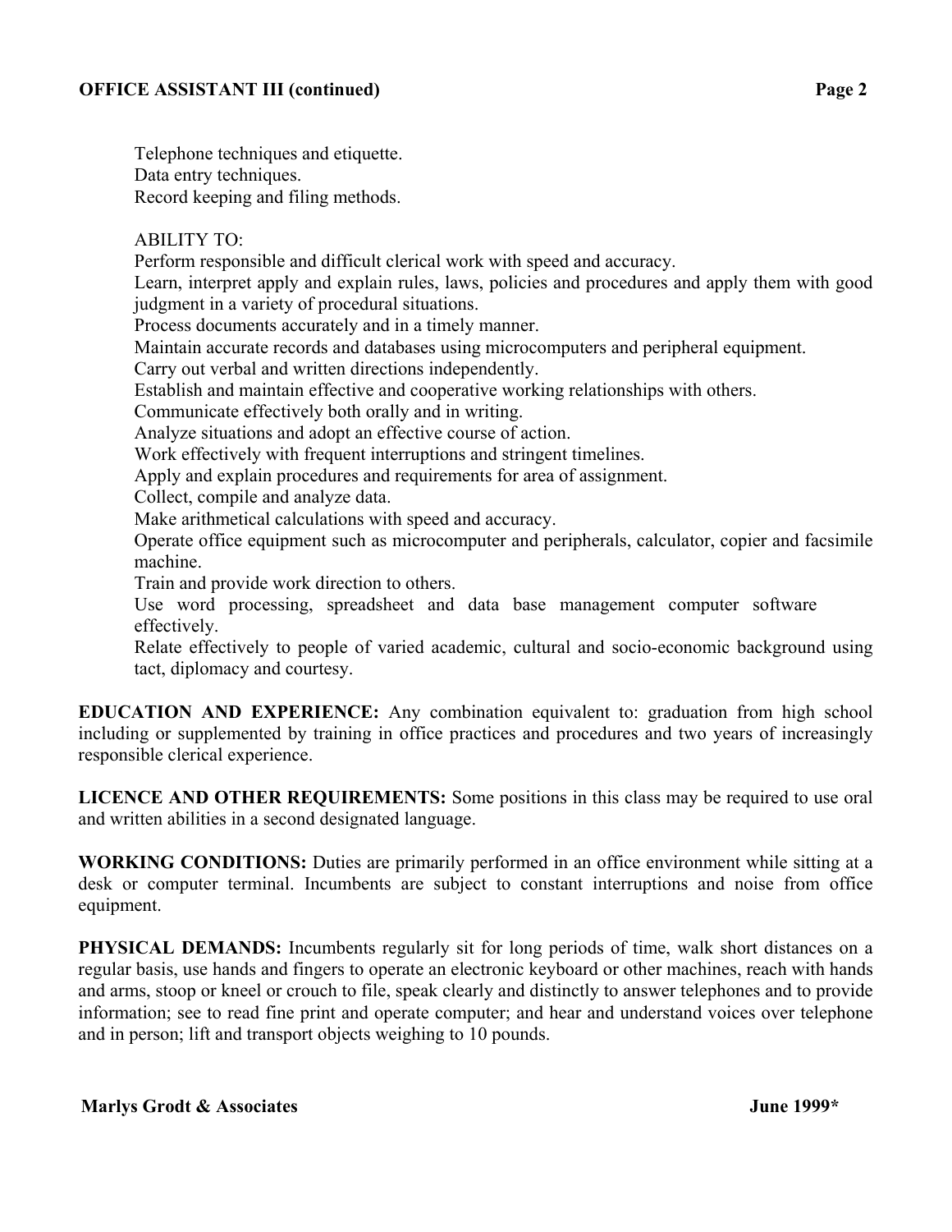Telephone techniques and etiquette.
Data entry techniques.
Record keeping and filing methods.

ABILITY TO:
Perform responsible and difficult clerical work with speed and accuracy.
Learn, interpret apply and explain rules, laws, policies and procedures and apply them with good judgment in a variety of procedural situations.
Process documents accurately and in a timely manner.
Maintain accurate records and databases using microcomputers and peripheral equipment.
Carry out verbal and written directions independently.
Establish and maintain effective and cooperative working relationships with others.
Communicate effectively both orally and in writing.
Analyze situations and adopt an effective course of action.
Work effectively with frequent interruptions and stringent timelines.
Apply and explain procedures and requirements for area of assignment.
Collect, compile and analyze data.
Make arithmetical calculations with speed and accuracy.
Operate office equipment such as microcomputer and peripherals, calculator, copier and facsimile machine.
Train and provide work direction to others.
Use word processing, spreadsheet and data base management computer software effectively.
Relate effectively to people of varied academic, cultural and socio-economic background using tact, diplomacy and courtesy.

**EDUCATION AND EXPERIENCE:** Any combination equivalent to: graduation from high school including or supplemented by training in office practices and procedures and two years of increasingly responsible clerical experience.

**LICENCE AND OTHER REQUIREMENTS:** Some positions in this class may be required to use oral and written abilities in a second designated language.

**WORKING CONDITIONS:** Duties are primarily performed in an office environment while sitting at a desk or computer terminal. Incumbents are subject to constant interruptions and noise from office equipment.

**PHYSICAL DEMANDS:** Incumbents regularly sit for long periods of time, walk short distances on a regular basis, use hands and fingers to operate an electronic keyboard or other machines, reach with hands and arms, stoop or kneel or crouch to file, speak clearly and distinctly to answer telephones and to provide information; see to read fine print and operate computer; and hear and understand voices over telephone and in person; lift and transport objects weighing to 10 pounds.

**Marlys Grodt & Associates** **June 1999***